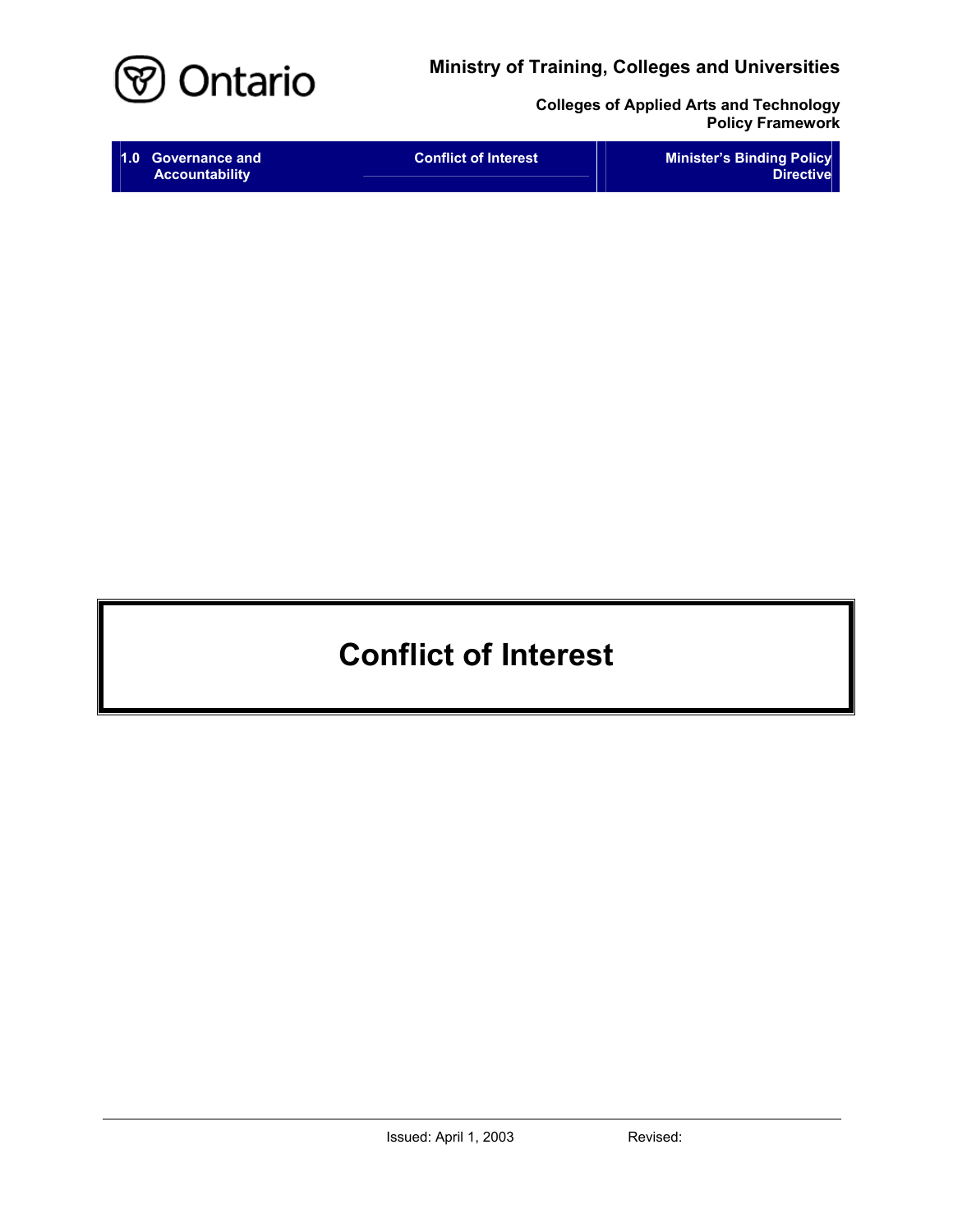**Ministry of Training, Colleges and Universities**

**Colleges of Applied Arts and Technology Policy Framework**

| 1.0 Governance and Accountability | Conflict of Interest | Minister's Binding Policy Directive |
|---|---|---|

# Conflict of Interest

Issued: April 1, 2003 Revised: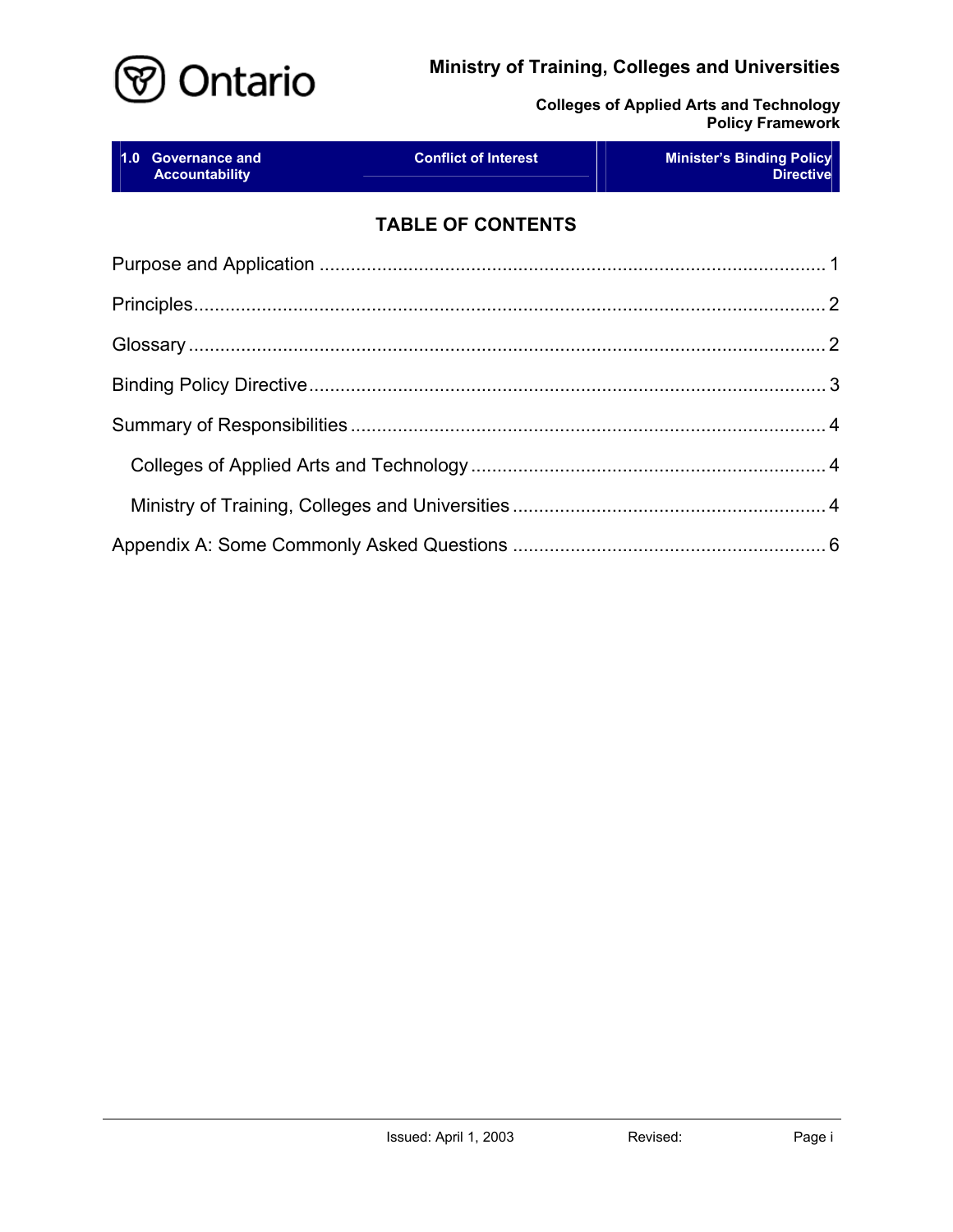## TABLE OF CONTENTS

Purpose and Application ........................................................................................ 1

Principles.................................................................................................................. 2

Glossary .................................................................................................................... 2

Binding Policy Directive............................................................................................ 3

Summary of Responsibilities .................................................................................... 4

- Colleges of Applied Arts and Technology .......................................................... 4
- Ministry of Training, Colleges and Universities .................................................. 4

Appendix A: Some Commonly Asked Questions ..................................................... 6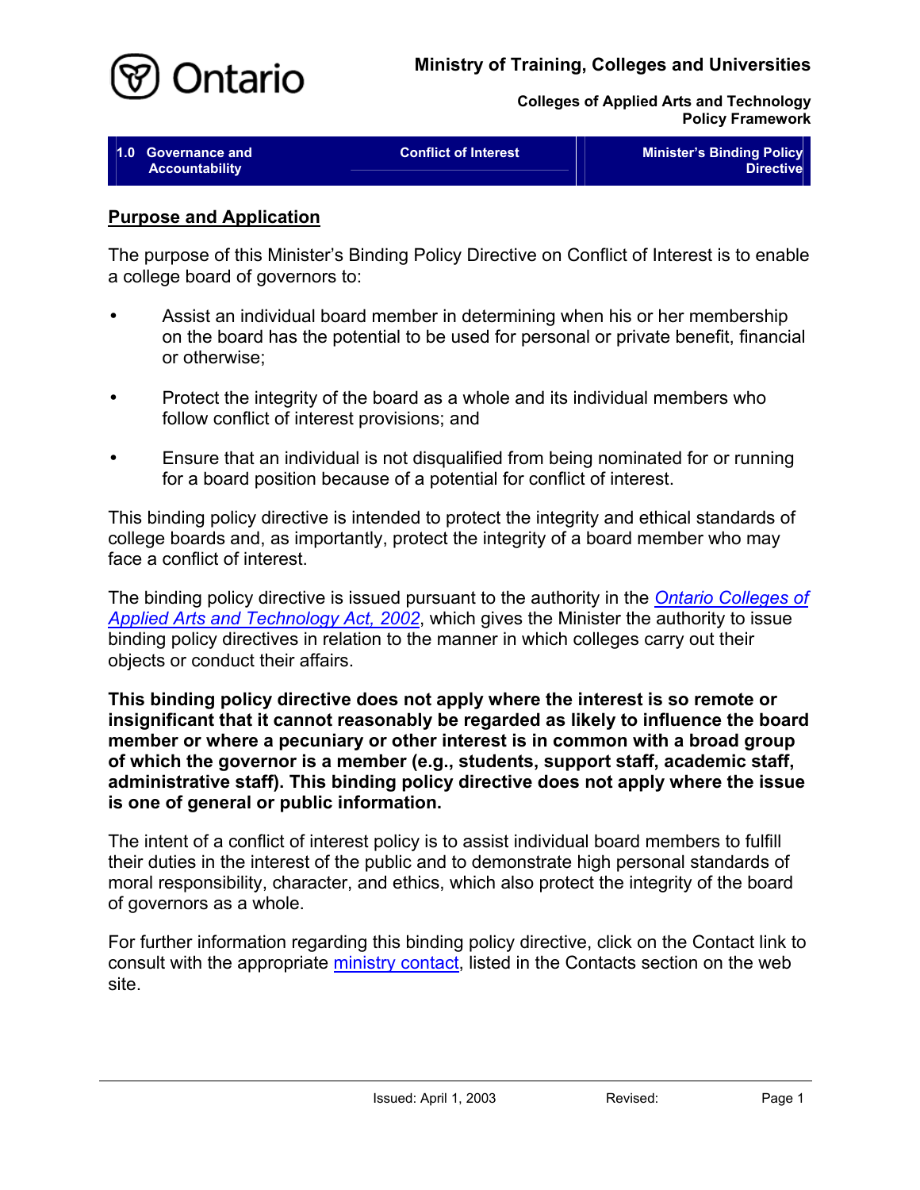## Purpose and Application

The purpose of this Minister's Binding Policy Directive on Conflict of Interest is to enable a college board of governors to:

- Assist an individual board member in determining when his or her membership on the board has the potential to be used for personal or private benefit, financial or otherwise;
- Protect the integrity of the board as a whole and its individual members who follow conflict of interest provisions; and
- Ensure that an individual is not disqualified from being nominated for or running for a board position because of a potential for conflict of interest.

This binding policy directive is intended to protect the integrity and ethical standards of college boards and, as importantly, protect the integrity of a board member who may face a conflict of interest.

The binding policy directive is issued pursuant to the authority in the *Ontario Colleges of Applied Arts and Technology Act, 2002*, which gives the Minister the authority to issue binding policy directives in relation to the manner in which colleges carry out their objects or conduct their affairs.

**This binding policy directive does not apply where the interest is so remote or insignificant that it cannot reasonably be regarded as likely to influence the board member or where a pecuniary or other interest is in common with a broad group of which the governor is a member (e.g., students, support staff, academic staff, administrative staff). This binding policy directive does not apply where the issue is one of general or public information.**

The intent of a conflict of interest policy is to assist individual board members to fulfill their duties in the interest of the public and to demonstrate high personal standards of moral responsibility, character, and ethics, which also protect the integrity of the board of governors as a whole.

For further information regarding this binding policy directive, click on the Contact link to consult with the appropriate ministry contact, listed in the Contacts section on the web site.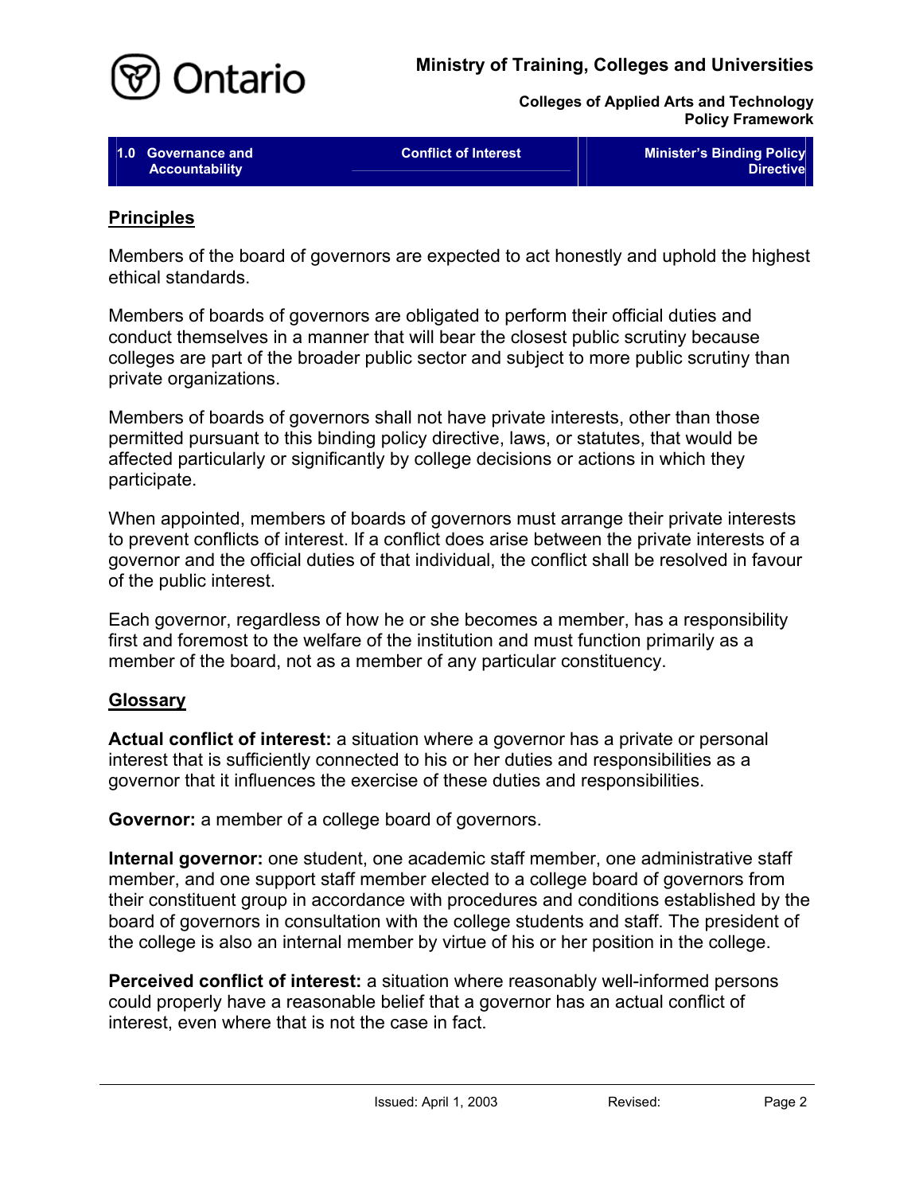## Principles

Members of the board of governors are expected to act honestly and uphold the highest ethical standards.

Members of boards of governors are obligated to perform their official duties and conduct themselves in a manner that will bear the closest public scrutiny because colleges are part of the broader public sector and subject to more public scrutiny than private organizations.

Members of boards of governors shall not have private interests, other than those permitted pursuant to this binding policy directive, laws, or statutes, that would be affected particularly or significantly by college decisions or actions in which they participate.

When appointed, members of boards of governors must arrange their private interests to prevent conflicts of interest. If a conflict does arise between the private interests of a governor and the official duties of that individual, the conflict shall be resolved in favour of the public interest.

Each governor, regardless of how he or she becomes a member, has a responsibility first and foremost to the welfare of the institution and must function primarily as a member of the board, not as a member of any particular constituency.

## Glossary

**Actual conflict of interest:** a situation where a governor has a private or personal interest that is sufficiently connected to his or her duties and responsibilities as a governor that it influences the exercise of these duties and responsibilities.

**Governor:** a member of a college board of governors.

**Internal governor:** one student, one academic staff member, one administrative staff member, and one support staff member elected to a college board of governors from their constituent group in accordance with procedures and conditions established by the board of governors in consultation with the college students and staff. The president of the college is also an internal member by virtue of his or her position in the college.

**Perceived conflict of interest:** a situation where reasonably well-informed persons could properly have a reasonable belief that a governor has an actual conflict of interest, even where that is not the case in fact.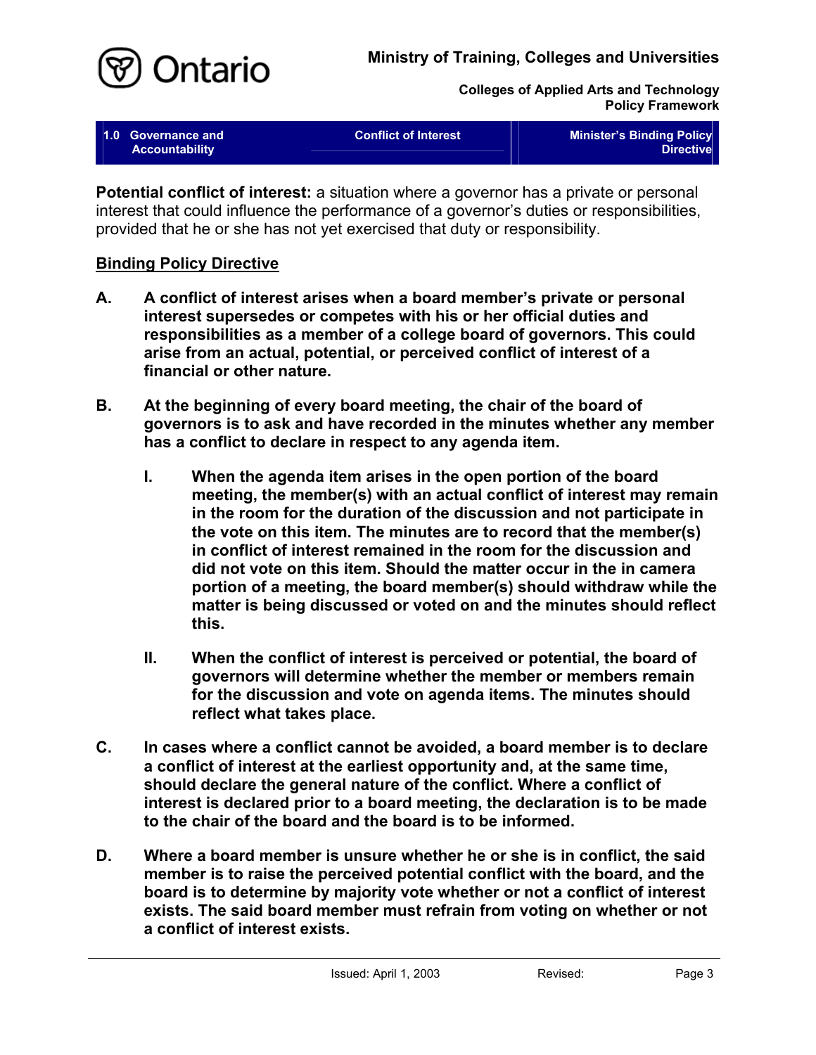**Potential conflict of interest:** a situation where a governor has a private or personal interest that could influence the performance of a governor's duties or responsibilities, provided that he or she has not yet exercised that duty or responsibility.

## Binding Policy Directive

**A. A conflict of interest arises when a board member's private or personal interest supersedes or competes with his or her official duties and responsibilities as a member of a college board of governors. This could arise from an actual, potential, or perceived conflict of interest of a financial or other nature.**

**B. At the beginning of every board meeting, the chair of the board of governors is to ask and have recorded in the minutes whether any member has a conflict to declare in respect to any agenda item.**

- **I. When the agenda item arises in the open portion of the board meeting, the member(s) with an actual conflict of interest may remain in the room for the duration of the discussion and not participate in the vote on this item. The minutes are to record that the member(s) in conflict of interest remained in the room for the discussion and did not vote on this item. Should the matter occur in the in camera portion of a meeting, the board member(s) should withdraw while the matter is being discussed or voted on and the minutes should reflect this.**

- **II. When the conflict of interest is perceived or potential, the board of governors will determine whether the member or members remain for the discussion and vote on agenda items. The minutes should reflect what takes place.**

**C. In cases where a conflict cannot be avoided, a board member is to declare a conflict of interest at the earliest opportunity and, at the same time, should declare the general nature of the conflict. Where a conflict of interest is declared prior to a board meeting, the declaration is to be made to the chair of the board and the board is to be informed.**

**D. Where a board member is unsure whether he or she is in conflict, the said member is to raise the perceived potential conflict with the board, and the board is to determine by majority vote whether or not a conflict of interest exists. The said board member must refrain from voting on whether or not a conflict of interest exists.**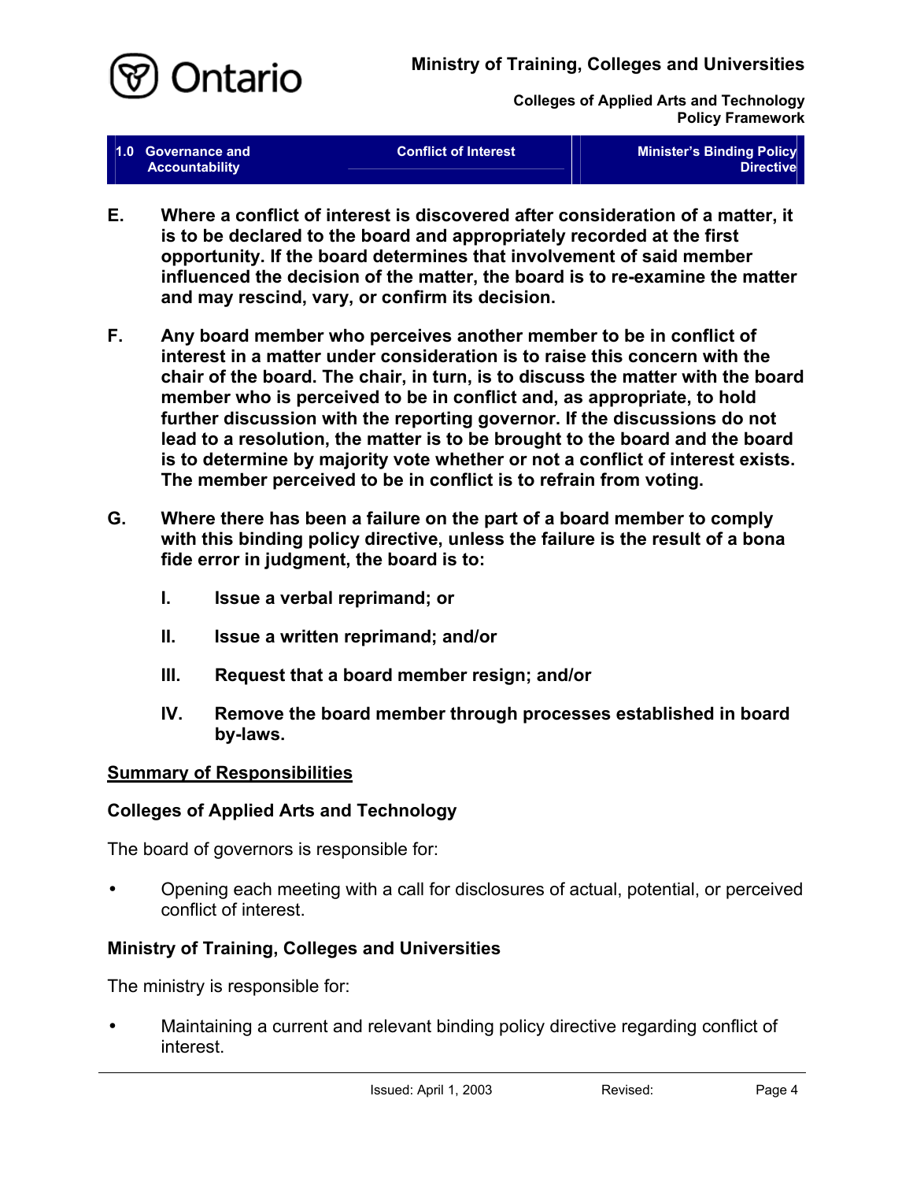**E. Where a conflict of interest is discovered after consideration of a matter, it is to be declared to the board and appropriately recorded at the first opportunity. If the board determines that involvement of said member influenced the decision of the matter, the board is to re-examine the matter and may rescind, vary, or confirm its decision.**

**F. Any board member who perceives another member to be in conflict of interest in a matter under consideration is to raise this concern with the chair of the board. The chair, in turn, is to discuss the matter with the board member who is perceived to be in conflict and, as appropriate, to hold further discussion with the reporting governor. If the discussions do not lead to a resolution, the matter is to be brought to the board and the board is to determine by majority vote whether or not a conflict of interest exists. The member perceived to be in conflict is to refrain from voting.**

**G. Where there has been a failure on the part of a board member to comply with this binding policy directive, unless the failure is the result of a bona fide error in judgment, the board is to:**

- **I. Issue a verbal reprimand; or**
- **II. Issue a written reprimand; and/or**
- **III. Request that a board member resign; and/or**
- **IV. Remove the board member through processes established in board by-laws.**

## Summary of Responsibilities

### Colleges of Applied Arts and Technology

The board of governors is responsible for:

- Opening each meeting with a call for disclosures of actual, potential, or perceived conflict of interest.

### Ministry of Training, Colleges and Universities

The ministry is responsible for:

- Maintaining a current and relevant binding policy directive regarding conflict of interest.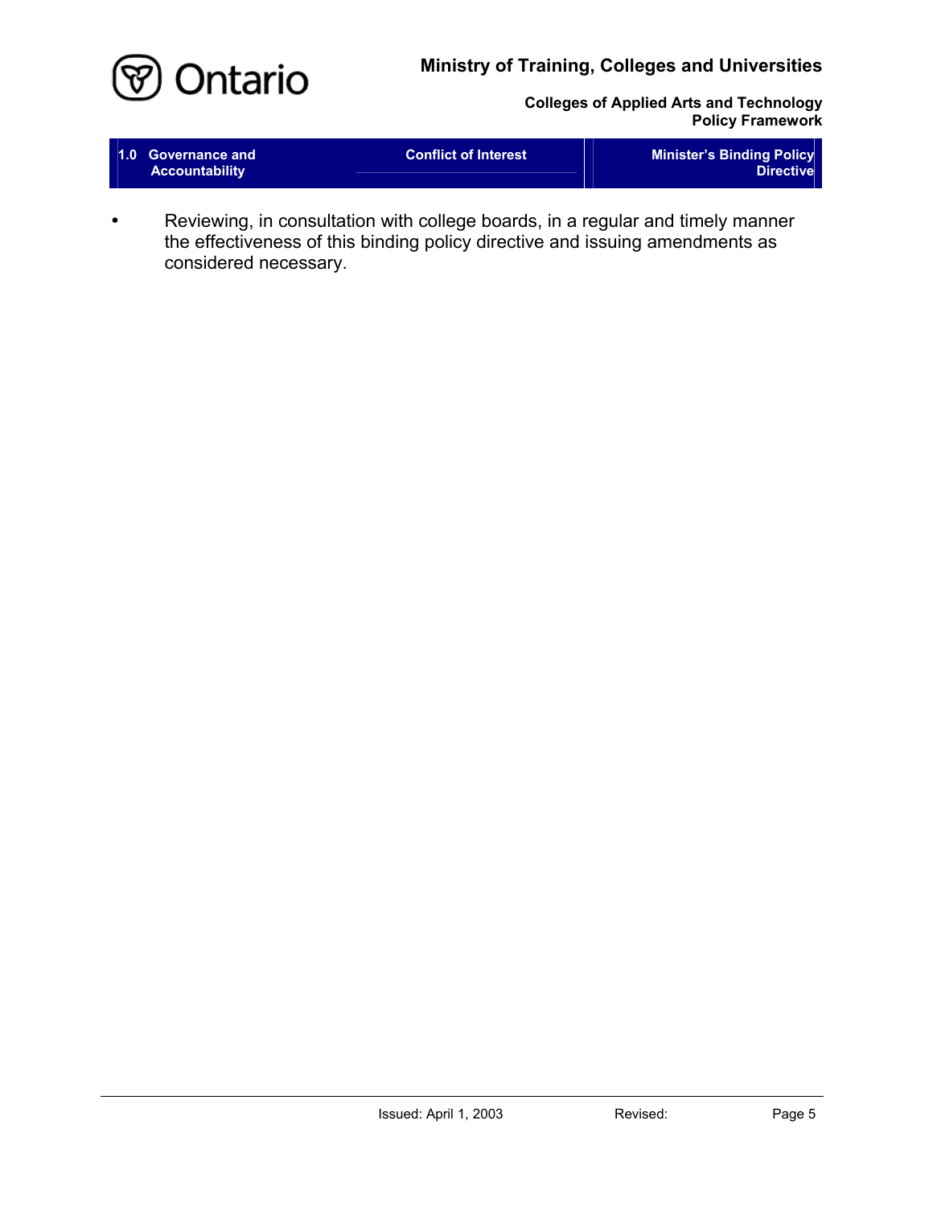- Reviewing, in consultation with college boards, in a regular and timely manner the effectiveness of this binding policy directive and issuing amendments as considered necessary.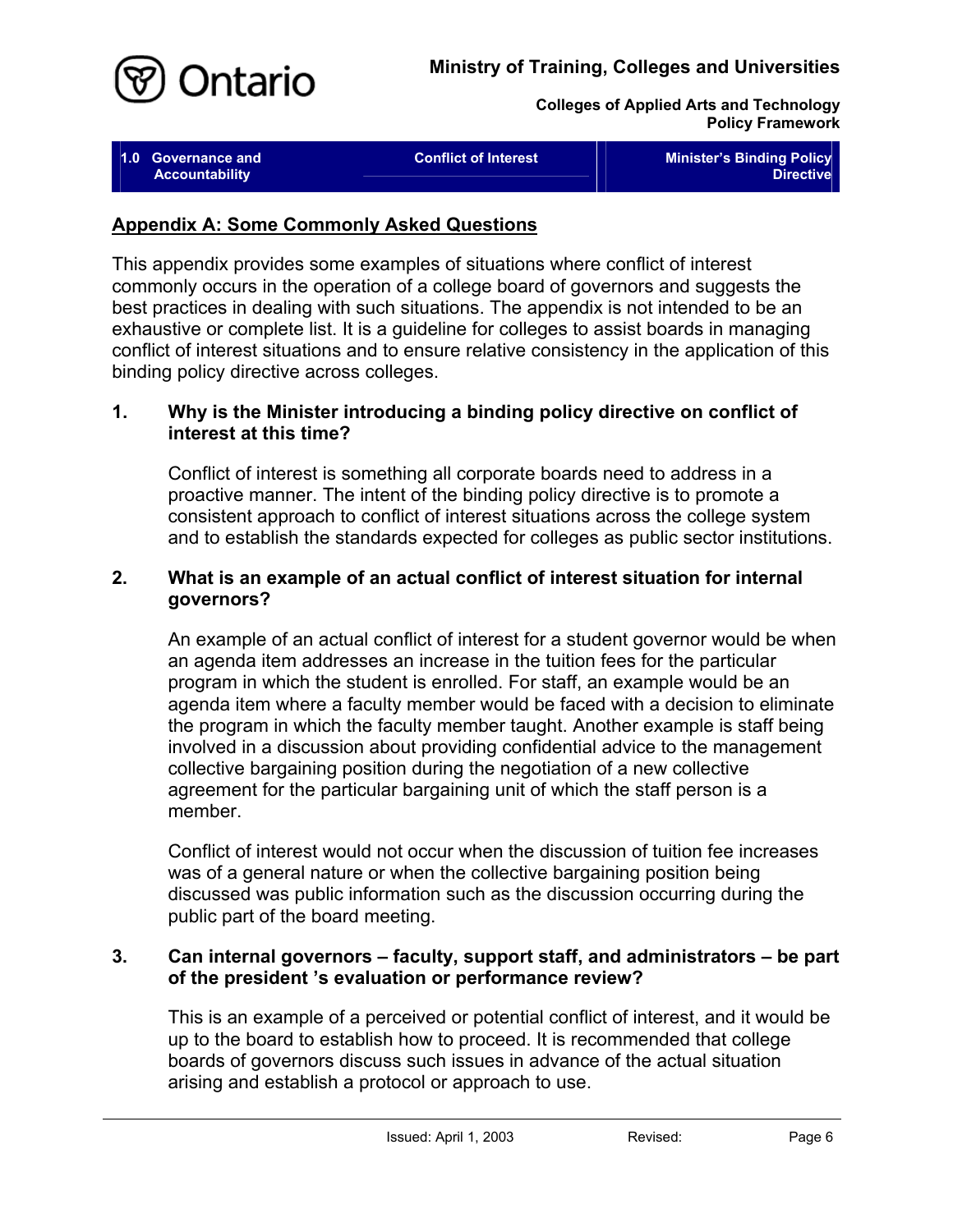## Appendix A: Some Commonly Asked Questions

This appendix provides some examples of situations where conflict of interest commonly occurs in the operation of a college board of governors and suggests the best practices in dealing with such situations. The appendix is not intended to be an exhaustive or complete list. It is a guideline for colleges to assist boards in managing conflict of interest situations and to ensure relative consistency in the application of this binding policy directive across colleges.

**1. Why is the Minister introducing a binding policy directive on conflict of interest at this time?**

Conflict of interest is something all corporate boards need to address in a proactive manner. The intent of the binding policy directive is to promote a consistent approach to conflict of interest situations across the college system and to establish the standards expected for colleges as public sector institutions.

**2. What is an example of an actual conflict of interest situation for internal governors?**

An example of an actual conflict of interest for a student governor would be when an agenda item addresses an increase in the tuition fees for the particular program in which the student is enrolled. For staff, an example would be an agenda item where a faculty member would be faced with a decision to eliminate the program in which the faculty member taught. Another example is staff being involved in a discussion about providing confidential advice to the management collective bargaining position during the negotiation of a new collective agreement for the particular bargaining unit of which the staff person is a member.

Conflict of interest would not occur when the discussion of tuition fee increases was of a general nature or when the collective bargaining position being discussed was public information such as the discussion occurring during the public part of the board meeting.

**3. Can internal governors – faculty, support staff, and administrators – be part of the president ’s evaluation or performance review?**

This is an example of a perceived or potential conflict of interest, and it would be up to the board to establish how to proceed. It is recommended that college boards of governors discuss such issues in advance of the actual situation arising and establish a protocol or approach to use.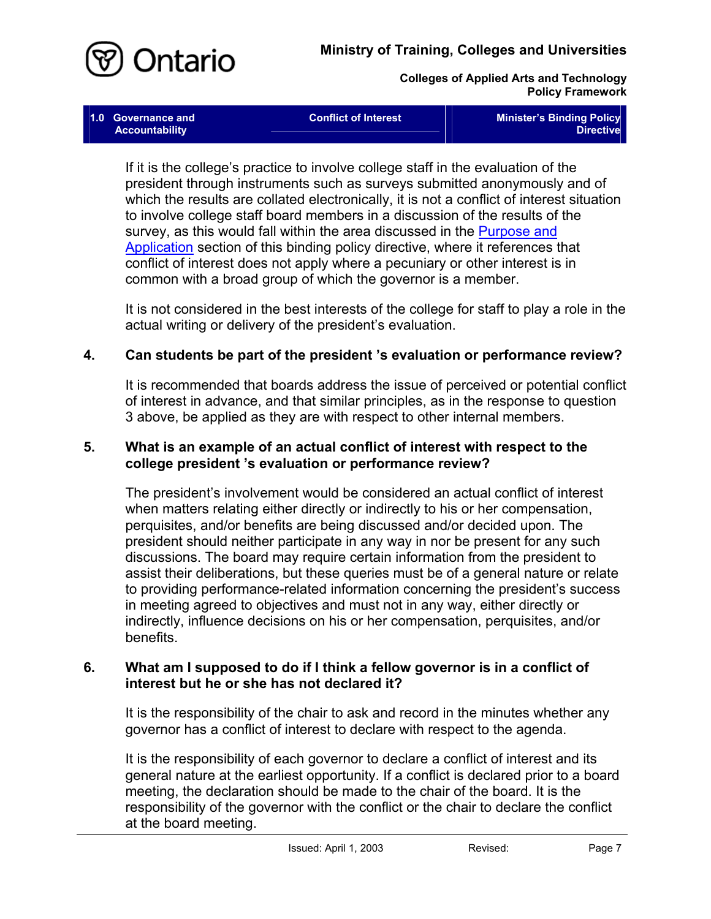If it is the college's practice to involve college staff in the evaluation of the president through instruments such as surveys submitted anonymously and of which the results are collated electronically, it is not a conflict of interest situation to involve college staff board members in a discussion of the results of the survey, as this would fall within the area discussed in the Purpose and Application section of this binding policy directive, where it references that conflict of interest does not apply where a pecuniary or other interest is in common with a broad group of which the governor is a member.

It is not considered in the best interests of the college for staff to play a role in the actual writing or delivery of the president's evaluation.

**4. Can students be part of the president 's evaluation or performance review?**

It is recommended that boards address the issue of perceived or potential conflict of interest in advance, and that similar principles, as in the response to question 3 above, be applied as they are with respect to other internal members.

**5. What is an example of an actual conflict of interest with respect to the college president 's evaluation or performance review?**

The president's involvement would be considered an actual conflict of interest when matters relating either directly or indirectly to his or her compensation, perquisites, and/or benefits are being discussed and/or decided upon. The president should neither participate in any way in nor be present for any such discussions. The board may require certain information from the president to assist their deliberations, but these queries must be of a general nature or relate to providing performance-related information concerning the president's success in meeting agreed to objectives and must not in any way, either directly or indirectly, influence decisions on his or her compensation, perquisites, and/or benefits.

**6. What am I supposed to do if I think a fellow governor is in a conflict of interest but he or she has not declared it?**

It is the responsibility of the chair to ask and record in the minutes whether any governor has a conflict of interest to declare with respect to the agenda.

It is the responsibility of each governor to declare a conflict of interest and its general nature at the earliest opportunity. If a conflict is declared prior to a board meeting, the declaration should be made to the chair of the board. It is the responsibility of the governor with the conflict or the chair to declare the conflict at the board meeting.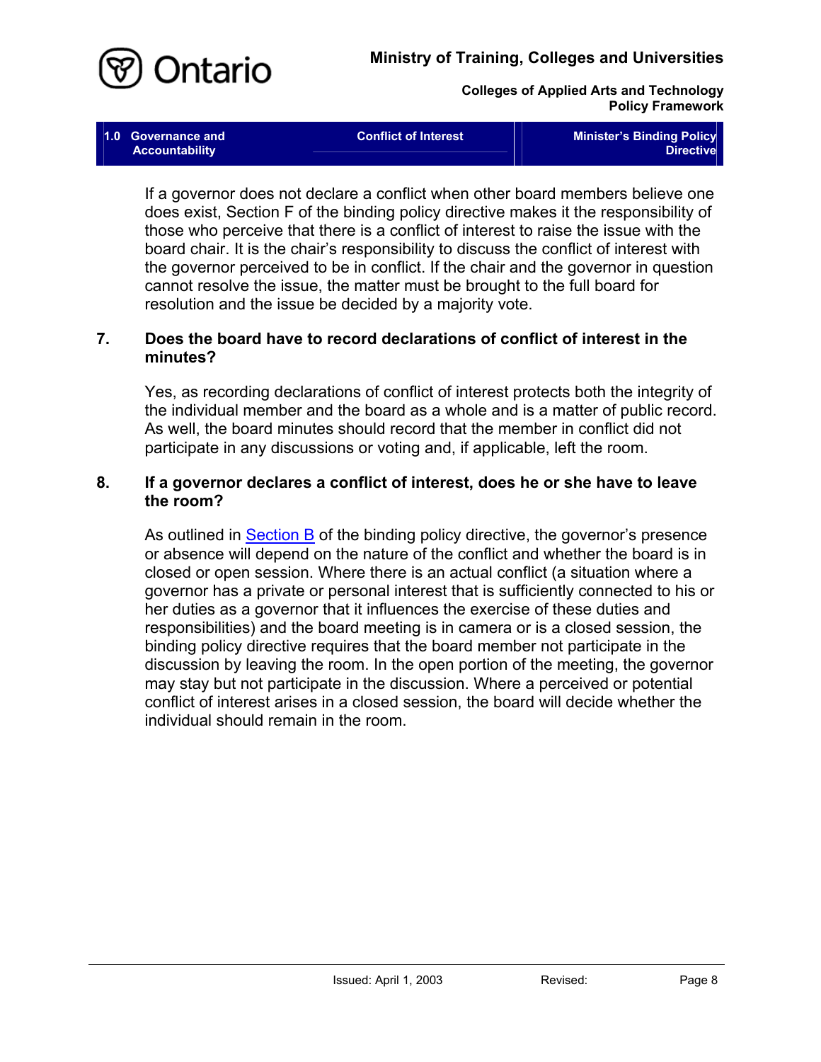If a governor does not declare a conflict when other board members believe one does exist, Section F of the binding policy directive makes it the responsibility of those who perceive that there is a conflict of interest to raise the issue with the board chair. It is the chair's responsibility to discuss the conflict of interest with the governor perceived to be in conflict. If the chair and the governor in question cannot resolve the issue, the matter must be brought to the full board for resolution and the issue be decided by a majority vote.

### 7. Does the board have to record declarations of conflict of interest in the minutes?

Yes, as recording declarations of conflict of interest protects both the integrity of the individual member and the board as a whole and is a matter of public record. As well, the board minutes should record that the member in conflict did not participate in any discussions or voting and, if applicable, left the room.

### 8. If a governor declares a conflict of interest, does he or she have to leave the room?

As outlined in Section B of the binding policy directive, the governor's presence or absence will depend on the nature of the conflict and whether the board is in closed or open session. Where there is an actual conflict (a situation where a governor has a private or personal interest that is sufficiently connected to his or her duties as a governor that it influences the exercise of these duties and responsibilities) and the board meeting is in camera or is a closed session, the binding policy directive requires that the board member not participate in the discussion by leaving the room. In the open portion of the meeting, the governor may stay but not participate in the discussion. Where a perceived or potential conflict of interest arises in a closed session, the board will decide whether the individual should remain in the room.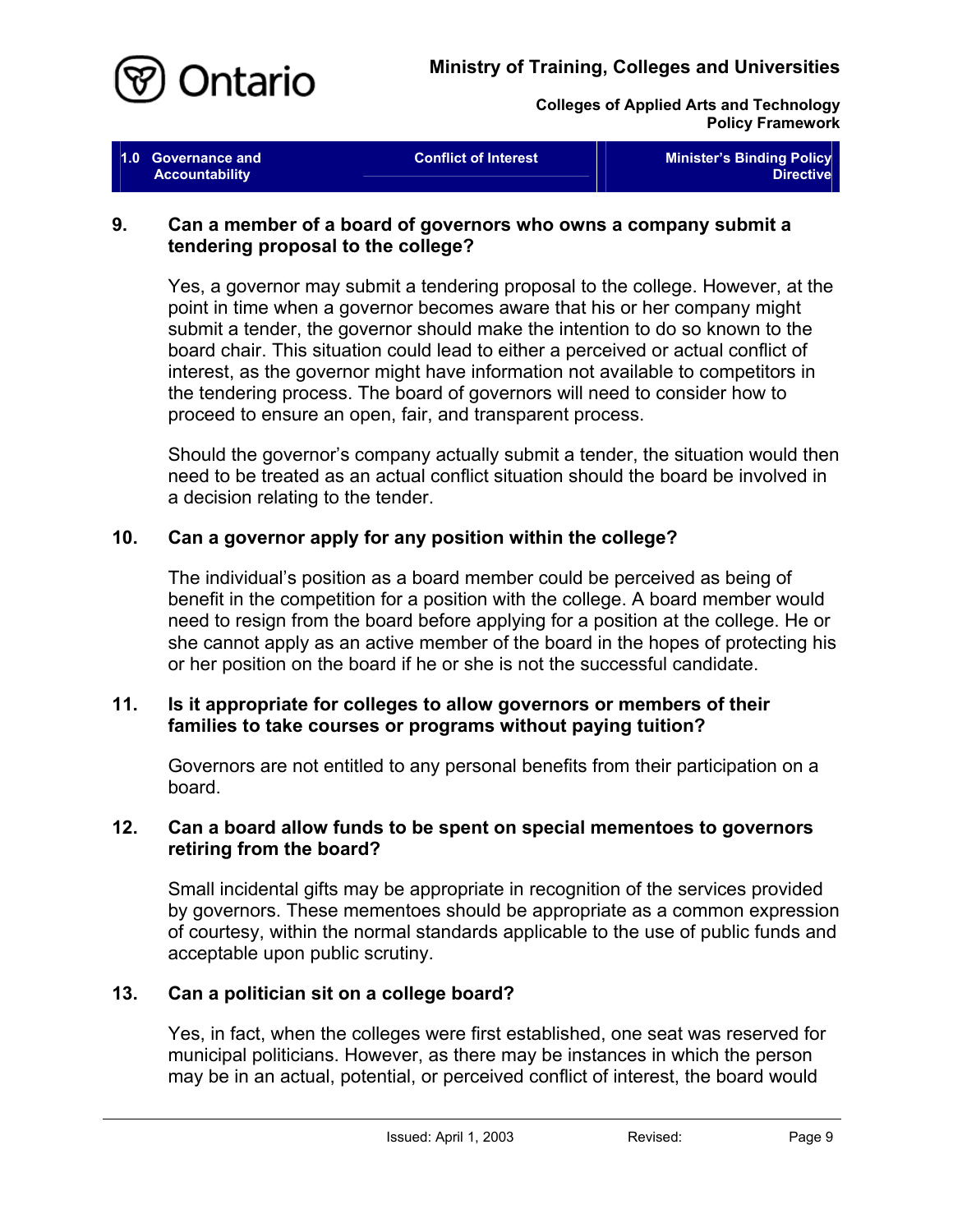**9. Can a member of a board of governors who owns a company submit a tendering proposal to the college?**

Yes, a governor may submit a tendering proposal to the college. However, at the point in time when a governor becomes aware that his or her company might submit a tender, the governor should make the intention to do so known to the board chair. This situation could lead to either a perceived or actual conflict of interest, as the governor might have information not available to competitors in the tendering process. The board of governors will need to consider how to proceed to ensure an open, fair, and transparent process.

Should the governor's company actually submit a tender, the situation would then need to be treated as an actual conflict situation should the board be involved in a decision relating to the tender.

**10. Can a governor apply for any position within the college?**

The individual's position as a board member could be perceived as being of benefit in the competition for a position with the college. A board member would need to resign from the board before applying for a position at the college. He or she cannot apply as an active member of the board in the hopes of protecting his or her position on the board if he or she is not the successful candidate.

**11. Is it appropriate for colleges to allow governors or members of their families to take courses or programs without paying tuition?**

Governors are not entitled to any personal benefits from their participation on a board.

**12. Can a board allow funds to be spent on special mementoes to governors retiring from the board?**

Small incidental gifts may be appropriate in recognition of the services provided by governors. These mementoes should be appropriate as a common expression of courtesy, within the normal standards applicable to the use of public funds and acceptable upon public scrutiny.

**13. Can a politician sit on a college board?**

Yes, in fact, when the colleges were first established, one seat was reserved for municipal politicians. However, as there may be instances in which the person may be in an actual, potential, or perceived conflict of interest, the board would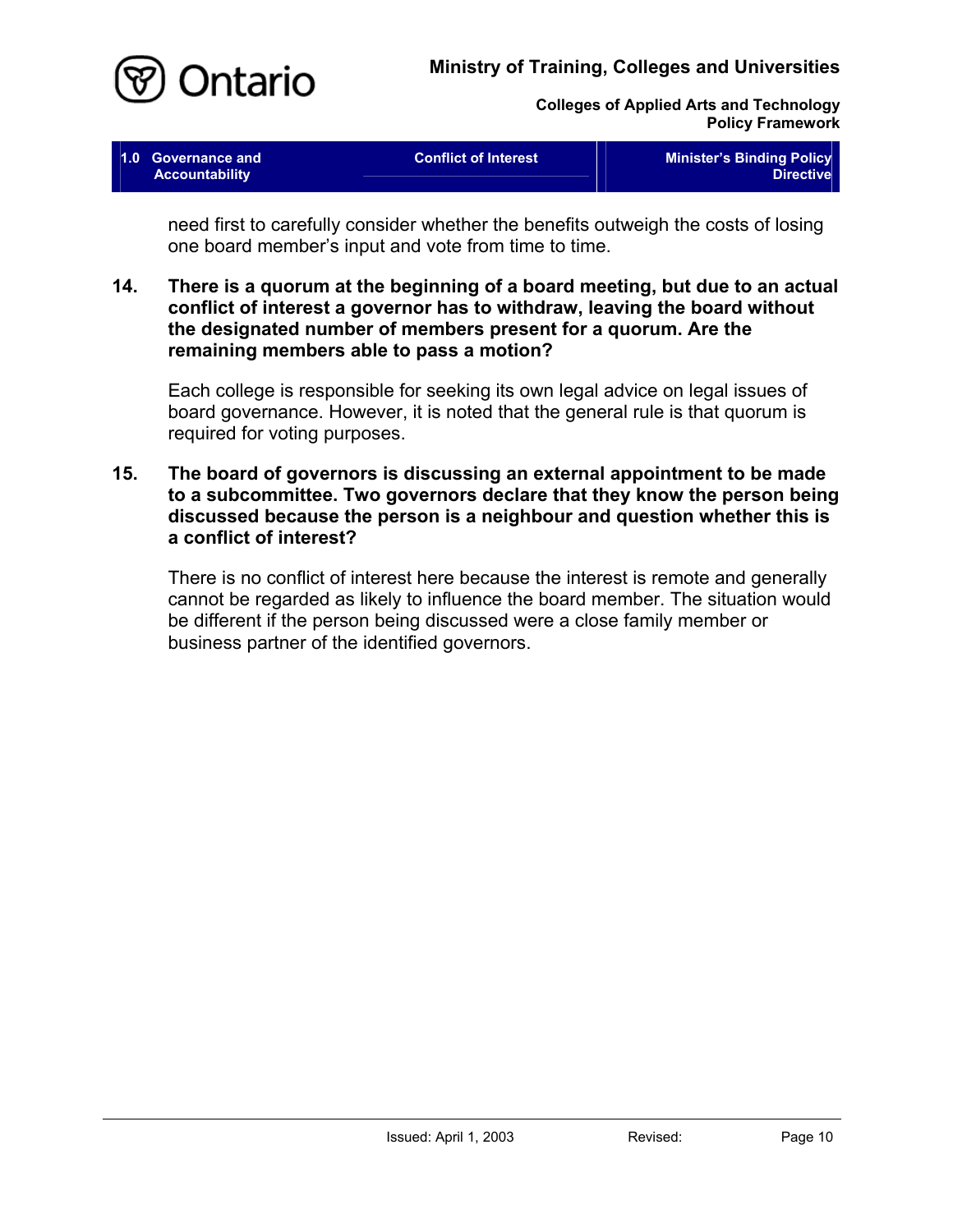need first to carefully consider whether the benefits outweigh the costs of losing one board member's input and vote from time to time.

**14. There is a quorum at the beginning of a board meeting, but due to an actual conflict of interest a governor has to withdraw, leaving the board without the designated number of members present for a quorum. Are the remaining members able to pass a motion?**

Each college is responsible for seeking its own legal advice on legal issues of board governance. However, it is noted that the general rule is that quorum is required for voting purposes.

**15. The board of governors is discussing an external appointment to be made to a subcommittee. Two governors declare that they know the person being discussed because the person is a neighbour and question whether this is a conflict of interest?**

There is no conflict of interest here because the interest is remote and generally cannot be regarded as likely to influence the board member. The situation would be different if the person being discussed were a close family member or business partner of the identified governors.